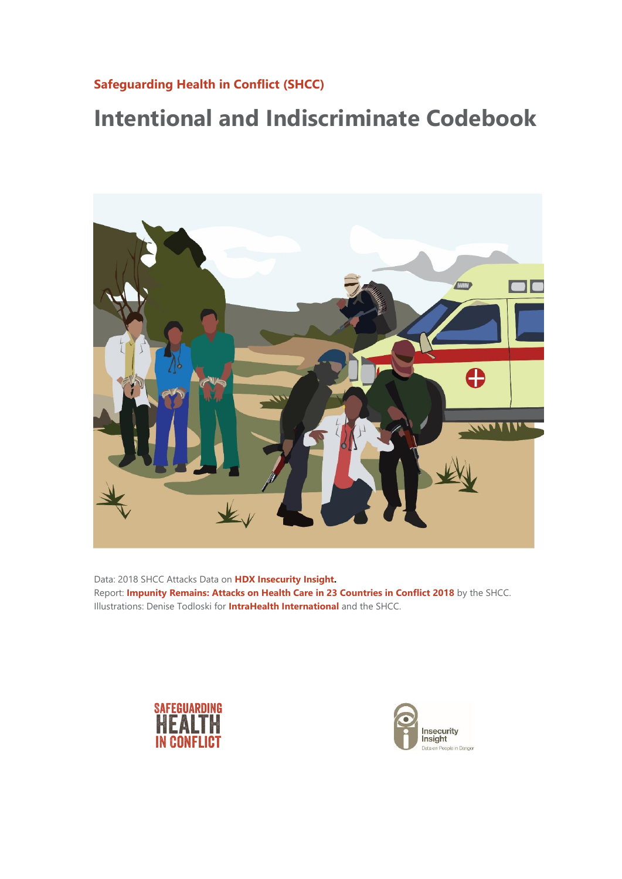**Safeguarding Health in Conflict (SHCC)**

# Intentional and Indiscriminate Codebook

Data: 2018 SHCC Attacks Data on **HDX Insecurity Insight.**
Report: **Impunity Remains: Attacks on Health Care in 23 Countries in Conflict 2018** by the SHCC.
Illustrations: Denise Todloski for **IntraHealth International** and the SHCC.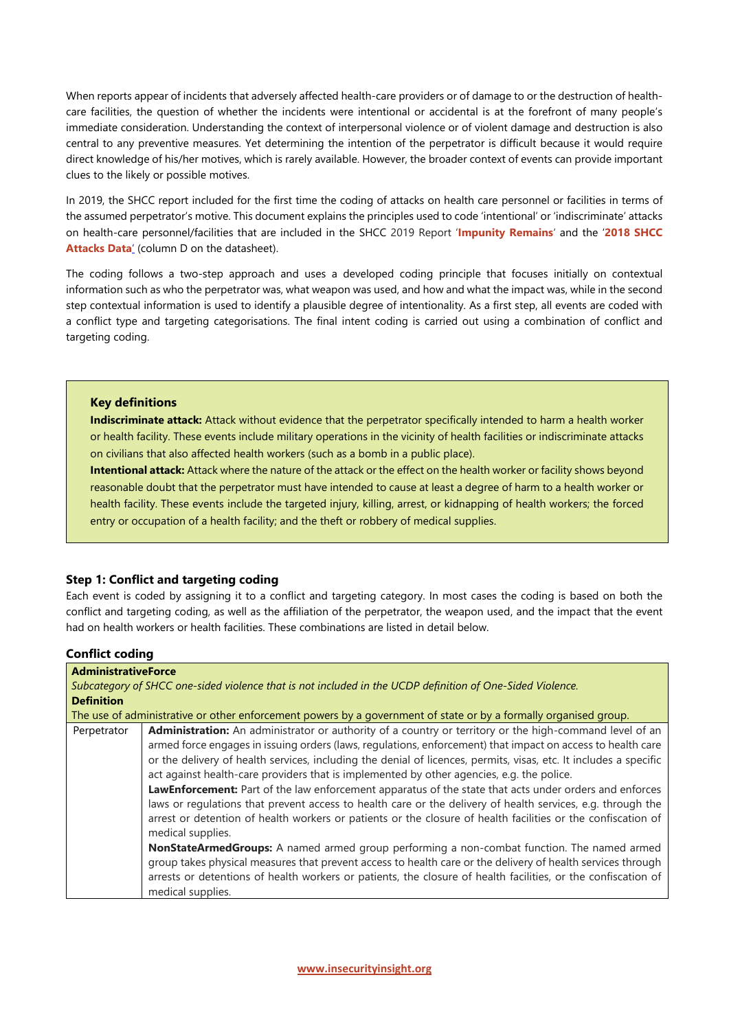When reports appear of incidents that adversely affected health-care providers or of damage to or the destruction of health-care facilities, the question of whether the incidents were intentional or accidental is at the forefront of many people's immediate consideration. Understanding the context of interpersonal violence or of violent damage and destruction is also central to any preventive measures. Yet determining the intention of the perpetrator is difficult because it would require direct knowledge of his/her motives, which is rarely available. However, the broader context of events can provide important clues to the likely or possible motives.

In 2019, the SHCC report included for the first time the coding of attacks on health care personnel or facilities in terms of the assumed perpetrator's motive. This document explains the principles used to code 'intentional' or 'indiscriminate' attacks on health-care personnel/facilities that are included in the SHCC 2019 Report '**Impunity Remains**' and the '**2018 SHCC Attacks Data**' (column D on the datasheet).

The coding follows a two-step approach and uses a developed coding principle that focuses initially on contextual information such as who the perpetrator was, what weapon was used, and how and what the impact was, while in the second step contextual information is used to identify a plausible degree of intentionality. As a first step, all events are coded with a conflict type and targeting categorisations. The final intent coding is carried out using a combination of conflict and targeting coding.

> **Key definitions**
>
> **Indiscriminate attack:** Attack without evidence that the perpetrator specifically intended to harm a health worker or health facility. These events include military operations in the vicinity of health facilities or indiscriminate attacks on civilians that also affected health workers (such as a bomb in a public place).
>
> **Intentional attack:** Attack where the nature of the attack or the effect on the health worker or facility shows beyond reasonable doubt that the perpetrator must have intended to cause at least a degree of harm to a health worker or health facility. These events include the targeted injury, killing, arrest, or kidnapping of health workers; the forced entry or occupation of a health facility; and the theft or robbery of medical supplies.

### Step 1: Conflict and targeting coding

Each event is coded by assigning it to a conflict and targeting category. In most cases the coding is based on both the conflict and targeting coding, as well as the affiliation of the perpetrator, the weapon used, and the impact that the event had on health workers or health facilities. These combinations are listed in detail below.

### Conflict coding

| **AdministrativeForce**<br>*Subcategory of SHCC one-sided violence that is not included in the UCDP definition of One-Sided Violence.*<br>**Definition**<br>The use of administrative or other enforcement powers by a government of state or by a formally organised group. | |
|---|---|
| Perpetrator | **Administration:** An administrator or authority of a country or territory or the high-command level of an armed force engages in issuing orders (laws, regulations, enforcement) that impact on access to health care or the delivery of health services, including the denial of licences, permits, visas, etc. It includes a specific act against health-care providers that is implemented by other agencies, e.g. the police.<br>**LawEnforcement:** Part of the law enforcement apparatus of the state that acts under orders and enforces laws or regulations that prevent access to health care or the delivery of health services, e.g. through the arrest or detention of health workers or patients or the closure of health facilities or the confiscation of medical supplies.<br>**NonStateArmedGroups:** A named armed group performing a non-combat function. The named armed group takes physical measures that prevent access to health care or the delivery of health services through arrests or detentions of health workers or patients, the closure of health facilities, or the confiscation of medical supplies. |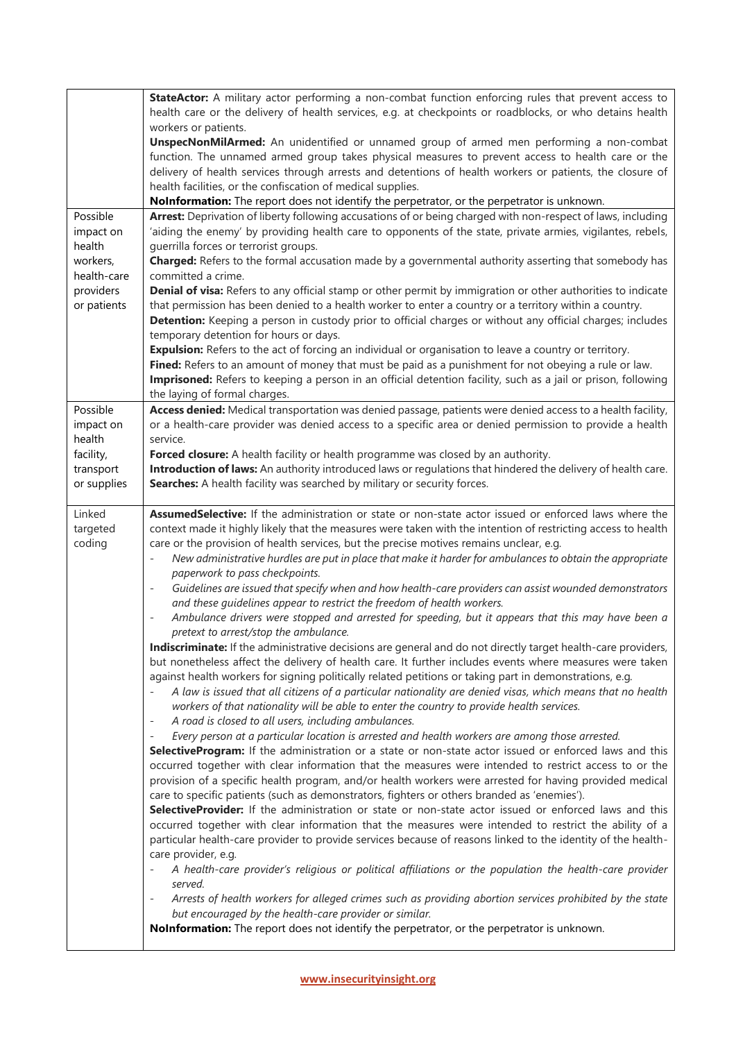| | |
|---|---|
| | **StateActor:** A military actor performing a non-combat function enforcing rules that prevent access to health care or the delivery of health services, e.g. at checkpoints or roadblocks, or who detains health workers or patients.<br>**UnspecNonMilArmed:** An unidentified or unnamed group of armed men performing a non-combat function. The unnamed armed group takes physical measures to prevent access to health care or the delivery of health services through arrests and detentions of health workers or patients, the closure of health facilities, or the confiscation of medical supplies.<br>**NoInformation:** The report does not identify the perpetrator, or the perpetrator is unknown. |
| Possible impact on health workers, health-care providers or patients | **Arrest:** Deprivation of liberty following accusations of or being charged with non-respect of laws, including 'aiding the enemy' by providing health care to opponents of the state, private armies, vigilantes, rebels, guerrilla forces or terrorist groups.<br>**Charged:** Refers to the formal accusation made by a governmental authority asserting that somebody has committed a crime.<br>**Denial of visa:** Refers to any official stamp or other permit by immigration or other authorities to indicate that permission has been denied to a health worker to enter a country or a territory within a country.<br>**Detention:** Keeping a person in custody prior to official charges or without any official charges; includes temporary detention for hours or days.<br>**Expulsion:** Refers to the act of forcing an individual or organisation to leave a country or territory.<br>**Fined:** Refers to an amount of money that must be paid as a punishment for not obeying a rule or law.<br>**Imprisoned:** Refers to keeping a person in an official detention facility, such as a jail or prison, following the laying of formal charges. |
| Possible impact on health facility, transport or supplies | **Access denied:** Medical transportation was denied passage, patients were denied access to a health facility, or a health-care provider was denied access to a specific area or denied permission to provide a health service.<br>**Forced closure:** A health facility or health programme was closed by an authority.<br>**Introduction of laws:** An authority introduced laws or regulations that hindered the delivery of health care.<br>**Searches:** A health facility was searched by military or security forces. |
| Linked targeted coding | **AssumedSelective:** If the administration or state or non-state actor issued or enforced laws where the context made it highly likely that the measures were taken with the intention of restricting access to health care or the provision of health services, but the precise motives remains unclear, e.g.<br>- *New administrative hurdles are put in place that make it harder for ambulances to obtain the appropriate paperwork to pass checkpoints.*<br>- *Guidelines are issued that specify when and how health-care providers can assist wounded demonstrators and these guidelines appear to restrict the freedom of health workers.*<br>- *Ambulance drivers were stopped and arrested for speeding, but it appears that this may have been a pretext to arrest/stop the ambulance.*<br>**Indiscriminate:** If the administrative decisions are general and do not directly target health-care providers, but nonetheless affect the delivery of health care. It further includes events where measures were taken against health workers for signing politically related petitions or taking part in demonstrations, e.g.<br>- *A law is issued that all citizens of a particular nationality are denied visas, which means that no health workers of that nationality will be able to enter the country to provide health services.*<br>- *A road is closed to all users, including ambulances.*<br>- *Every person at a particular location is arrested and health workers are among those arrested.*<br>**SelectiveProgram:** If the administration or a state or non-state actor issued or enforced laws and this occurred together with clear information that the measures were intended to restrict access to or the provision of a specific health program, and/or health workers were arrested for having provided medical care to specific patients (such as demonstrators, fighters or others branded as 'enemies').<br>**SelectiveProvider:** If the administration or state or non-state actor issued or enforced laws and this occurred together with clear information that the measures were intended to restrict the ability of a particular health-care provider to provide services because of reasons linked to the identity of the health-care provider, e.g.<br>- *A health-care provider's religious or political affiliations or the population the health-care provider served.*<br>- *Arrests of health workers for alleged crimes such as providing abortion services prohibited by the state but encouraged by the health-care provider or similar.*<br>**NoInformation:** The report does not identify the perpetrator, or the perpetrator is unknown. |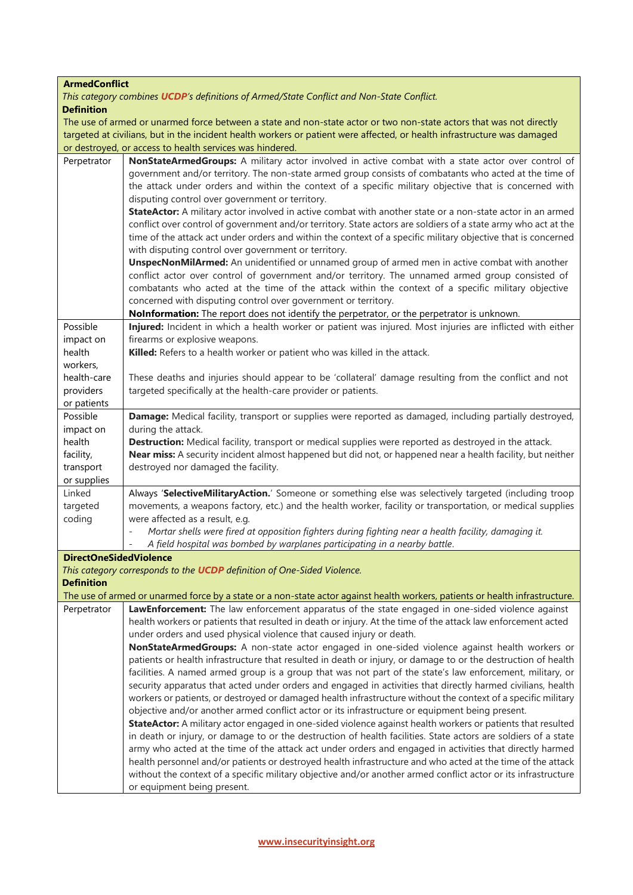| **ArmedConflict**<br>*This category combines **UCDP**'s definitions of Armed/State Conflict and Non-State Conflict.*<br>**Definition**<br>The use of armed or unarmed force between a state and non-state actor or two non-state actors that was not directly targeted at civilians, but in the incident health workers or patient were affected, or health infrastructure was damaged or destroyed, or access to health services was hindered. | |
|---|---|
| Perpetrator | **NonStateArmedGroups:** A military actor involved in active combat with a state actor over control of government and/or territory. The non-state armed group consists of combatants who acted at the time of the attack under orders and within the context of a specific military objective that is concerned with disputing control over government or territory.<br>**StateActor:** A military actor involved in active combat with another state or a non-state actor in an armed conflict over control of government and/or territory. State actors are soldiers of a state army who act at the time of the attack act under orders and within the context of a specific military objective that is concerned with disputing control over government or territory.<br>**UnspecNonMilArmed:** An unidentified or unnamed group of armed men in active combat with another conflict actor over control of government and/or territory. The unnamed armed group consisted of combatants who acted at the time of the attack within the context of a specific military objective concerned with disputing control over government or territory.<br>**NoInformation:** The report does not identify the perpetrator, or the perpetrator is unknown. |
| Possible impact on health workers, health-care providers or patients | **Injured:** Incident in which a health worker or patient was injured. Most injuries are inflicted with either firearms or explosive weapons.<br>**Killed:** Refers to a health worker or patient who was killed in the attack.<br><br>These deaths and injuries should appear to be 'collateral' damage resulting from the conflict and not targeted specifically at the health-care provider or patients. |
| Possible impact on health facility, transport or supplies | **Damage:** Medical facility, transport or supplies were reported as damaged, including partially destroyed, during the attack.<br>**Destruction:** Medical facility, transport or medical supplies were reported as destroyed in the attack.<br>**Near miss:** A security incident almost happened but did not, or happened near a health facility, but neither destroyed nor damaged the facility. |
| Linked targeted coding | Always '**SelectiveMilitaryAction.**' Someone or something else was selectively targeted (including troop movements, a weapons factory, etc.) and the health worker, facility or transportation, or medical supplies were affected as a result, e.g.<br>- *Mortar shells were fired at opposition fighters during fighting near a health facility, damaging it.*<br>- *A field hospital was bombed by warplanes participating in a nearby battle*. |
| **DirectOneSidedViolence**<br>*This category corresponds to the **UCDP** definition of One-Sided Violence.*<br>**Definition**<br>The use of armed or unarmed force by a state or a non-state actor against health workers, patients or health infrastructure. | |
| Perpetrator | **LawEnforcement:** The law enforcement apparatus of the state engaged in one-sided violence against health workers or patients that resulted in death or injury. At the time of the attack law enforcement acted under orders and used physical violence that caused injury or death.<br>**NonStateArmedGroups:** A non-state actor engaged in one-sided violence against health workers or patients or health infrastructure that resulted in death or injury, or damage to or the destruction of health facilities. A named armed group is a group that was not part of the state's law enforcement, military, or security apparatus that acted under orders and engaged in activities that directly harmed civilians, health workers or patients, or destroyed or damaged health infrastructure without the context of a specific military objective and/or another armed conflict actor or its infrastructure or equipment being present.<br>**StateActor:** A military actor engaged in one-sided violence against health workers or patients that resulted in death or injury, or damage to or the destruction of health facilities. State actors are soldiers of a state army who acted at the time of the attack act under orders and engaged in activities that directly harmed health personnel and/or patients or destroyed health infrastructure and who acted at the time of the attack without the context of a specific military objective and/or another armed conflict actor or its infrastructure or equipment being present. |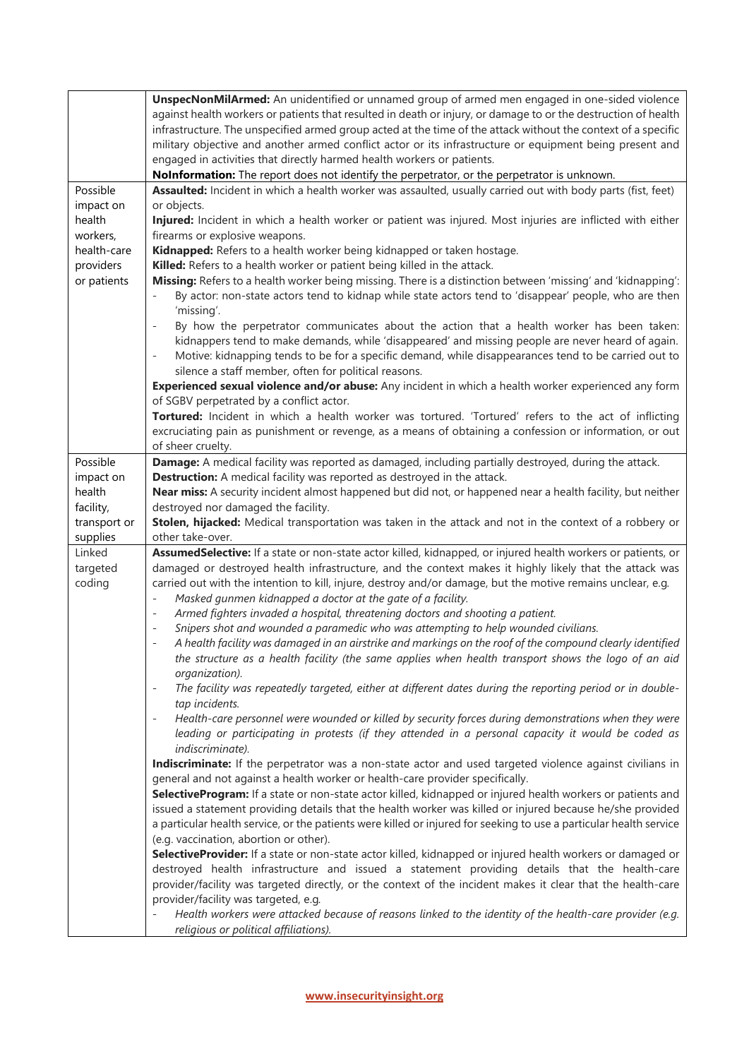| | |
|---|---|
| | **UnspecNonMilArmed:** An unidentified or unnamed group of armed men engaged in one-sided violence against health workers or patients that resulted in death or injury, or damage to or the destruction of health infrastructure. The unspecified armed group acted at the time of the attack without the context of a specific military objective and another armed conflict actor or its infrastructure or equipment being present and engaged in activities that directly harmed health workers or patients.<br>**NoInformation:** The report does not identify the perpetrator, or the perpetrator is unknown. |
| Possible impact on health workers, health-care providers or patients | **Assaulted:** Incident in which a health worker was assaulted, usually carried out with body parts (fist, feet) or objects.<br>**Injured:** Incident in which a health worker or patient was injured. Most injuries are inflicted with either firearms or explosive weapons.<br>**Kidnapped:** Refers to a health worker being kidnapped or taken hostage.<br>**Killed:** Refers to a health worker or patient being killed in the attack.<br>**Missing:** Refers to a health worker being missing. There is a distinction between 'missing' and 'kidnapping':<br>- By actor: non-state actors tend to kidnap while state actors tend to 'disappear' people, who are then 'missing'.<br>- By how the perpetrator communicates about the action that a health worker has been taken: kidnappers tend to make demands, while 'disappeared' and missing people are never heard of again.<br>- Motive: kidnapping tends to be for a specific demand, while disappearances tend to be carried out to silence a staff member, often for political reasons.<br>**Experienced sexual violence and/or abuse:** Any incident in which a health worker experienced any form of SGBV perpetrated by a conflict actor.<br>**Tortured:** Incident in which a health worker was tortured. 'Tortured' refers to the act of inflicting excruciating pain as punishment or revenge, as a means of obtaining a confession or information, or out of sheer cruelty. |
| Possible impact on health facility, transport or supplies | **Damage:** A medical facility was reported as damaged, including partially destroyed, during the attack.<br>**Destruction:** A medical facility was reported as destroyed in the attack.<br>**Near miss:** A security incident almost happened but did not, or happened near a health facility, but neither destroyed nor damaged the facility.<br>**Stolen, hijacked:** Medical transportation was taken in the attack and not in the context of a robbery or other take-over. |
| Linked targeted coding | **AssumedSelective:** If a state or non-state actor killed, kidnapped, or injured health workers or patients, or damaged or destroyed health infrastructure, and the context makes it highly likely that the attack was carried out with the intention to kill, injure, destroy and/or damage, but the motive remains unclear, e.g.<br>- *Masked gunmen kidnapped a doctor at the gate of a facility.*<br>- *Armed fighters invaded a hospital, threatening doctors and shooting a patient.*<br>- *Snipers shot and wounded a paramedic who was attempting to help wounded civilians.*<br>- *A health facility was damaged in an airstrike and markings on the roof of the compound clearly identified the structure as a health facility (the same applies when health transport shows the logo of an aid organization).*<br>- *The facility was repeatedly targeted, either at different dates during the reporting period or in double-tap incidents.*<br>- *Health-care personnel were wounded or killed by security forces during demonstrations when they were leading or participating in protests (if they attended in a personal capacity it would be coded as indiscriminate).*<br>**Indiscriminate:** If the perpetrator was a non-state actor and used targeted violence against civilians in general and not against a health worker or health-care provider specifically.<br>**SelectiveProgram:** If a state or non-state actor killed, kidnapped or injured health workers or patients and issued a statement providing details that the health worker was killed or injured because he/she provided a particular health service, or the patients were killed or injured for seeking to use a particular health service (e.g. vaccination, abortion or other).<br>**SelectiveProvider:** If a state or non-state actor killed, kidnapped or injured health workers or damaged or destroyed health infrastructure and issued a statement providing details that the health-care provider/facility was targeted directly, or the context of the incident makes it clear that the health-care provider/facility was targeted, e.g.<br>- *Health workers were attacked because of reasons linked to the identity of the health-care provider (e.g. religious or political affiliations).* |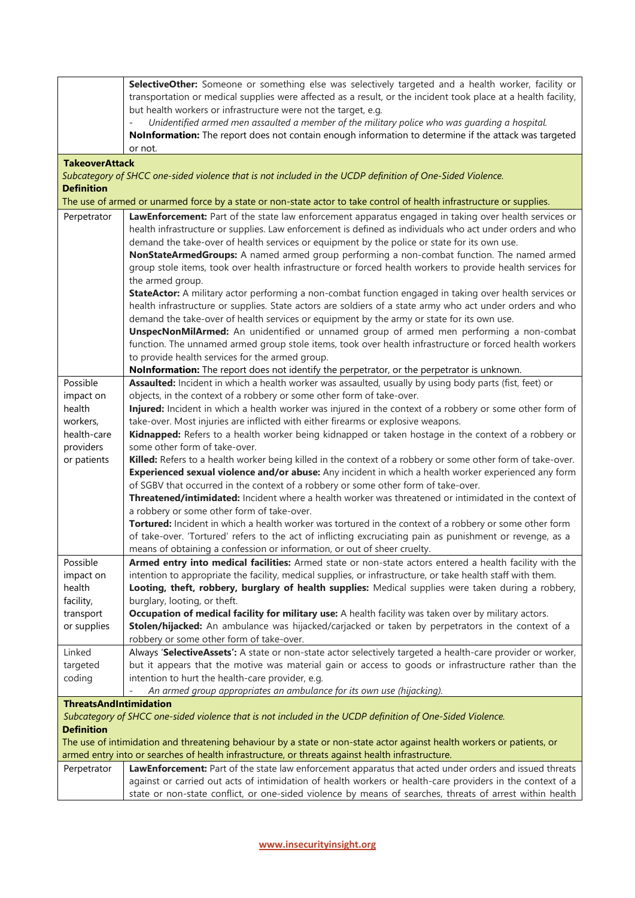| | |
|---|---|
| | **SelectiveOther:** Someone or something else was selectively targeted and a health worker, facility or transportation or medical supplies were affected as a result, or the incident took place at a health facility, but health workers or infrastructure were not the target, e.g.<br>- *Unidentified armed men assaulted a member of the military police who was guarding a hospital.*<br>**NoInformation:** The report does not contain enough information to determine if the attack was targeted or not. |
| **TakeoverAttack**<br>*Subcategory of SHCC one-sided violence that is not included in the UCDP definition of One-Sided Violence.*<br>**Definition**<br>The use of armed or unarmed force by a state or non-state actor to take control of health infrastructure or supplies. | |
| Perpetrator | **LawEnforcement:** Part of the state law enforcement apparatus engaged in taking over health services or health infrastructure or supplies. Law enforcement is defined as individuals who act under orders and who demand the take-over of health services or equipment by the police or state for its own use.<br>**NonStateArmedGroups:** A named armed group performing a non-combat function. The named armed group stole items, took over health infrastructure or forced health workers to provide health services for the armed group.<br>**StateActor:** A military actor performing a non-combat function engaged in taking over health services or health infrastructure or supplies. State actors are soldiers of a state army who act under orders and who demand the take-over of health services or equipment by the army or state for its own use.<br>**UnspecNonMilArmed:** An unidentified or unnamed group of armed men performing a non-combat function. The unnamed armed group stole items, took over health infrastructure or forced health workers to provide health services for the armed group.<br>**NoInformation:** The report does not identify the perpetrator, or the perpetrator is unknown. |
| Possible impact on health workers, health-care providers or patients | **Assaulted:** Incident in which a health worker was assaulted, usually by using body parts (fist, feet) or objects, in the context of a robbery or some other form of take-over.<br>**Injured:** Incident in which a health worker was injured in the context of a robbery or some other form of take-over. Most injuries are inflicted with either firearms or explosive weapons.<br>**Kidnapped:** Refers to a health worker being kidnapped or taken hostage in the context of a robbery or some other form of take-over.<br>**Killed:** Refers to a health worker being killed in the context of a robbery or some other form of take-over.<br>**Experienced sexual violence and/or abuse:** Any incident in which a health worker experienced any form of SGBV that occurred in the context of a robbery or some other form of take-over.<br>**Threatened/intimidated:** Incident where a health worker was threatened or intimidated in the context of a robbery or some other form of take-over.<br>**Tortured:** Incident in which a health worker was tortured in the context of a robbery or some other form of take-over. 'Tortured' refers to the act of inflicting excruciating pain as punishment or revenge, as a means of obtaining a confession or information, or out of sheer cruelty. |
| Possible impact on health facility, transport or supplies | **Armed entry into medical facilities:** Armed state or non-state actors entered a health facility with the intention to appropriate the facility, medical supplies, or infrastructure, or take health staff with them.<br>**Looting, theft, robbery, burglary of health supplies:** Medical supplies were taken during a robbery, burglary, looting, or theft.<br>**Occupation of medical facility for military use:** A health facility was taken over by military actors.<br>**Stolen/hijacked:** An ambulance was hijacked/carjacked or taken by perpetrators in the context of a robbery or some other form of take-over. |
| Linked targeted coding | Always '**SelectiveAssets**': A state or non-state actor selectively targeted a health-care provider or worker, but it appears that the motive was material gain or access to goods or infrastructure rather than the intention to hurt the health-care provider, e.g.<br>- *An armed group appropriates an ambulance for its own use (hijacking).* |
| **ThreatsAndIntimidation**<br>*Subcategory of SHCC one-sided violence that is not included in the UCDP definition of One-Sided Violence.*<br>**Definition**<br>The use of intimidation and threatening behaviour by a state or non-state actor against health workers or patients, or armed entry into or searches of health infrastructure, or threats against health infrastructure. | |
| Perpetrator | **LawEnforcement:** Part of the state law enforcement apparatus that acted under orders and issued threats against or carried out acts of intimidation of health workers or health-care providers in the context of a state or non-state conflict, or one-sided violence by means of searches, threats of arrest within health |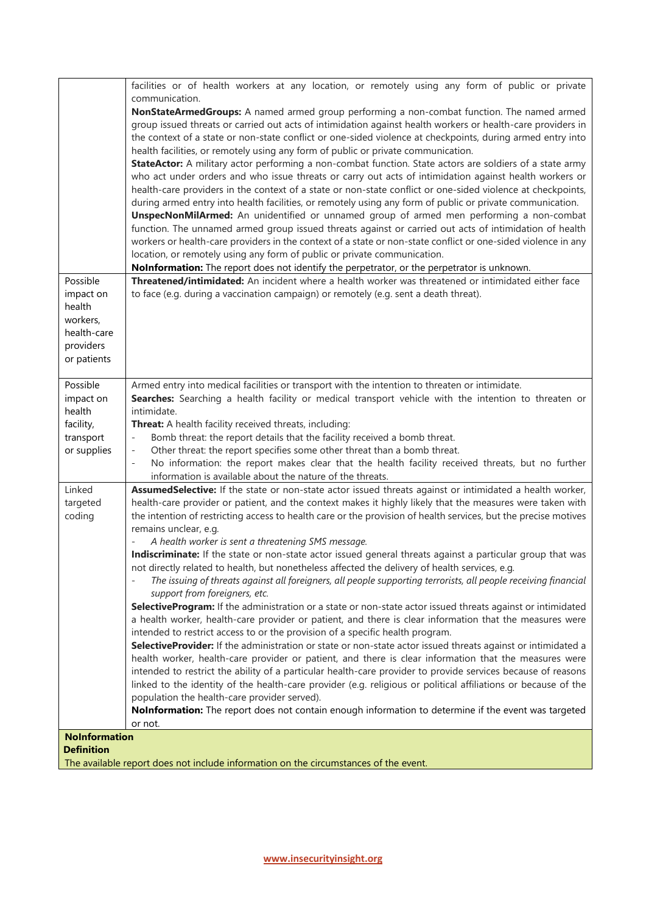| | |
|---|---|
| | facilities or of health workers at any location, or remotely using any form of public or private communication.<br>**NonStateArmedGroups:** A named armed group performing a non-combat function. The named armed group issued threats or carried out acts of intimidation against health workers or health-care providers in the context of a state or non-state conflict or one-sided violence at checkpoints, during armed entry into health facilities, or remotely using any form of public or private communication.<br>**StateActor:** A military actor performing a non-combat function. State actors are soldiers of a state army who act under orders and who issue threats or carry out acts of intimidation against health workers or health-care providers in the context of a state or non-state conflict or one-sided violence at checkpoints, during armed entry into health facilities, or remotely using any form of public or private communication.<br>**UnspecNonMilArmed:** An unidentified or unnamed group of armed men performing a non-combat function. The unnamed armed group issued threats against or carried out acts of intimidation of health workers or health-care providers in the context of a state or non-state conflict or one-sided violence in any location, or remotely using any form of public or private communication.<br>**NoInformation:** The report does not identify the perpetrator, or the perpetrator is unknown. |
| Possible impact on health workers, health-care providers or patients | **Threatened/intimidated:** An incident where a health worker was threatened or intimidated either face to face (e.g. during a vaccination campaign) or remotely (e.g. sent a death threat). |
| Possible impact on health facility, transport or supplies | Armed entry into medical facilities or transport with the intention to threaten or intimidate.<br>**Searches:** Searching a health facility or medical transport vehicle with the intention to threaten or intimidate.<br>**Threat:** A health facility received threats, including:<br>- Bomb threat: the report details that the facility received a bomb threat.<br>- Other threat: the report specifies some other threat than a bomb threat.<br>- No information: the report makes clear that the health facility received threats, but no further information is available about the nature of the threats. |
| Linked targeted coding | **AssumedSelective:** If the state or non-state actor issued threats against or intimidated a health worker, health-care provider or patient, and the context makes it highly likely that the measures were taken with the intention of restricting access to health care or the provision of health services, but the precise motives remains unclear, e.g.<br>- *A health worker is sent a threatening SMS message.*<br>**Indiscriminate:** If the state or non-state actor issued general threats against a particular group that was not directly related to health, but nonetheless affected the delivery of health services, e.g.<br>- *The issuing of threats against all foreigners, all people supporting terrorists, all people receiving financial support from foreigners, etc.*<br>**SelectiveProgram:** If the administration or a state or non-state actor issued threats against or intimidated a health worker, health-care provider or patient, and there is clear information that the measures were intended to restrict access to or the provision of a specific health program.<br>**SelectiveProvider:** If the administration or state or non-state actor issued threats against or intimidated a health worker, health-care provider or patient, and there is clear information that the measures were intended to restrict the ability of a particular health-care provider to provide services because of reasons linked to the identity of the health-care provider (e.g. religious or political affiliations or because of the population the health-care provider served).<br>**NoInformation:** The report does not contain enough information to determine if the event was targeted or not. |

**NoInformation**

**Definition**

The available report does not include information on the circumstances of the event.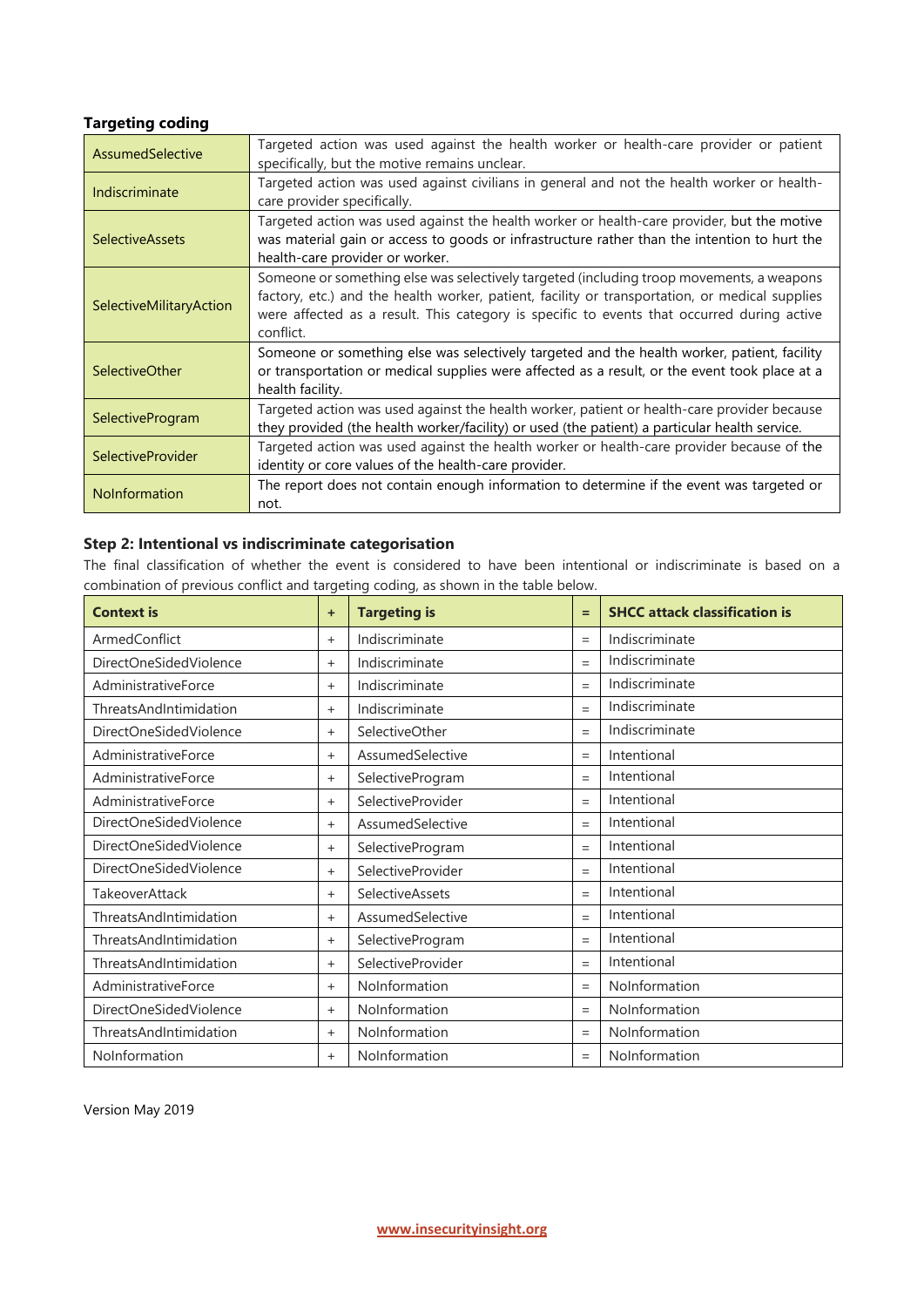### Targeting coding

| | |
|---|---|
| AssumedSelective | Targeted action was used against the health worker or health-care provider or patient specifically, but the motive remains unclear. |
| Indiscriminate | Targeted action was used against civilians in general and not the health worker or health-care provider specifically. |
| SelectiveAssets | Targeted action was used against the health worker or health-care provider, but the motive was material gain or access to goods or infrastructure rather than the intention to hurt the health-care provider or worker. |
| SelectiveMilitaryAction | Someone or something else was selectively targeted (including troop movements, a weapons factory, etc.) and the health worker, patient, facility or transportation, or medical supplies were affected as a result. This category is specific to events that occurred during active conflict. |
| SelectiveOther | Someone or something else was selectively targeted and the health worker, patient, facility or transportation or medical supplies were affected as a result, or the event took place at a health facility. |
| SelectiveProgram | Targeted action was used against the health worker, patient or health-care provider because they provided (the health worker/facility) or used (the patient) a particular health service. |
| SelectiveProvider | Targeted action was used against the health worker or health-care provider because of the identity or core values of the health-care provider. |
| NoInformation | The report does not contain enough information to determine if the event was targeted or not. |

### Step 2: Intentional vs indiscriminate categorisation

The final classification of whether the event is considered to have been intentional or indiscriminate is based on a combination of previous conflict and targeting coding, as shown in the table below.

| Context is | + | Targeting is | = | SHCC attack classification is |
|---|---|---|---|---|
| ArmedConflict | + | Indiscriminate | = | Indiscriminate |
| DirectOneSidedViolence | + | Indiscriminate | = | Indiscriminate |
| AdministrativeForce | + | Indiscriminate | = | Indiscriminate |
| ThreatsAndIntimidation | + | Indiscriminate | = | Indiscriminate |
| DirectOneSidedViolence | + | SelectiveOther | = | Indiscriminate |
| AdministrativeForce | + | AssumedSelective | = | Intentional |
| AdministrativeForce | + | SelectiveProgram | = | Intentional |
| AdministrativeForce | + | SelectiveProvider | = | Intentional |
| DirectOneSidedViolence | + | AssumedSelective | = | Intentional |
| DirectOneSidedViolence | + | SelectiveProgram | = | Intentional |
| DirectOneSidedViolence | + | SelectiveProvider | = | Intentional |
| TakeoverAttack | + | SelectiveAssets | = | Intentional |
| ThreatsAndIntimidation | + | AssumedSelective | = | Intentional |
| ThreatsAndIntimidation | + | SelectiveProgram | = | Intentional |
| ThreatsAndIntimidation | + | SelectiveProvider | = | Intentional |
| AdministrativeForce | + | NoInformation | = | NoInformation |
| DirectOneSidedViolence | + | NoInformation | = | NoInformation |
| ThreatsAndIntimidation | + | NoInformation | = | NoInformation |
| NoInformation | + | NoInformation | = | NoInformation |

Version May 2019

www.insecurityinsight.org